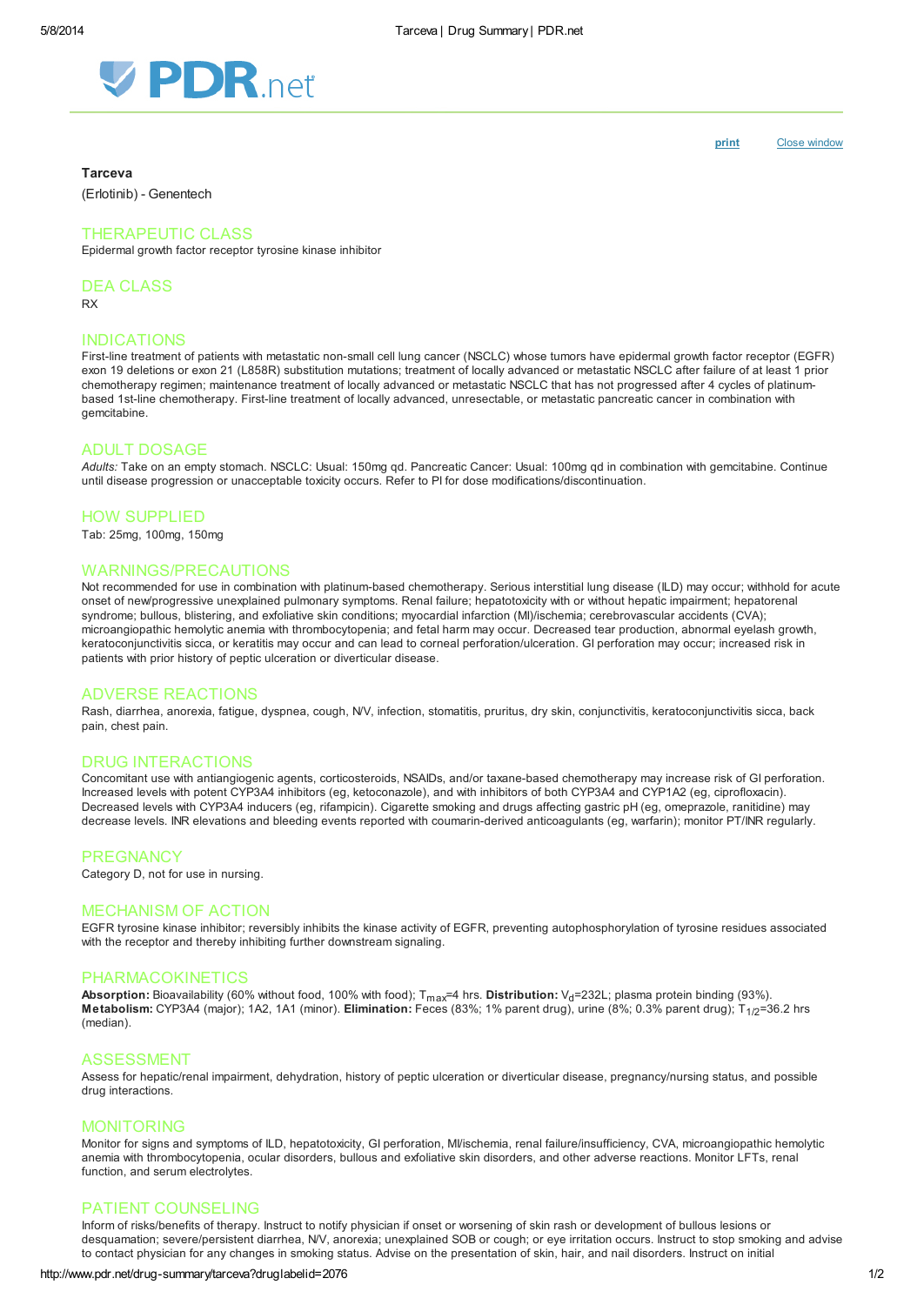# Tarceva

(Erlotinib) - Genentech

## THERAPEUTIC CLASS

Epidermal growth factor receptor tyrosine kinase inhibitor

## DEA CLASS

RX

## INDICATIONS

First-line treatment of patients with metastatic non-small cell lung cancer (NSCLC) whose tumors have epidermal growth factor receptor (EGFR) exon 19 deletions or exon 21 (L858R) substitution mutations; treatment of locally advanced or metastatic NSCLC after failure of at least 1 prior chemotherapy regimen; maintenance treatment of locally advanced or metastatic NSCLC that has not progressed after 4 cycles of platinum-based 1st-line chemotherapy. First-line treatment of locally advanced, unresectable, or metastatic pancreatic cancer in combination with gemcitabine.

## ADULT DOSAGE

*Adults:* Take on an empty stomach. NSCLC: Usual: 150mg qd. Pancreatic Cancer: Usual: 100mg qd in combination with gemcitabine. Continue until disease progression or unacceptable toxicity occurs. Refer to PI for dose modifications/discontinuation.

## HOW SUPPLIED

Tab: 25mg, 100mg, 150mg

## WARNINGS/PRECAUTIONS

Not recommended for use in combination with platinum-based chemotherapy. Serious interstitial lung disease (ILD) may occur; withhold for acute onset of new/progressive unexplained pulmonary symptoms. Renal failure; hepatotoxicity with or without hepatic impairment; hepatorenal syndrome; bullous, blistering, and exfoliative skin conditions; myocardial infarction (MI)/ischemia; cerebrovascular accidents (CVA); microangiopathic hemolytic anemia with thrombocytopenia; and fetal harm may occur. Decreased tear production, abnormal eyelash growth, keratoconjunctivitis sicca, or keratitis may occur and can lead to corneal perforation/ulceration. GI perforation may occur; increased risk in patients with prior history of peptic ulceration or diverticular disease.

## ADVERSE REACTIONS

Rash, diarrhea, anorexia, fatigue, dyspnea, cough, N/V, infection, stomatitis, pruritus, dry skin, conjunctivitis, keratoconjunctivitis sicca, back pain, chest pain.

## DRUG INTERACTIONS

Concomitant use with antiangiogenic agents, corticosteroids, NSAIDs, and/or taxane-based chemotherapy may increase risk of GI perforation. Increased levels with potent CYP3A4 inhibitors (eg, ketoconazole), and with inhibitors of both CYP3A4 and CYP1A2 (eg, ciprofloxacin). Decreased levels with CYP3A4 inducers (eg, rifampicin). Cigarette smoking and drugs affecting gastric pH (eg, omeprazole, ranitidine) may decrease levels. INR elevations and bleeding events reported with coumarin-derived anticoagulants (eg, warfarin); monitor PT/INR regularly.

## PREGNANCY

Category D, not for use in nursing.

## MECHANISM OF ACTION

EGFR tyrosine kinase inhibitor; reversibly inhibits the kinase activity of EGFR, preventing autophosphorylation of tyrosine residues associated with the receptor and thereby inhibiting further downstream signaling.

## PHARMACOKINETICS

**Absorption:** Bioavailability (60% without food, 100% with food); $T_{max}$=4 hrs. **Distribution:** $V_d$=232L; plasma protein binding (93%). **Metabolism:** CYP3A4 (major); 1A2, 1A1 (minor). **Elimination:** Feces (83%; 1% parent drug), urine (8%; 0.3% parent drug); $T_{1/2}$=36.2 hrs (median).

## ASSESSMENT

Assess for hepatic/renal impairment, dehydration, history of peptic ulceration or diverticular disease, pregnancy/nursing status, and possible drug interactions.

## MONITORING

Monitor for signs and symptoms of ILD, hepatotoxicity, GI perforation, MI/ischemia, renal failure/insufficiency, CVA, microangiopathic hemolytic anemia with thrombocytopenia, ocular disorders, bullous and exfoliative skin disorders, and other adverse reactions. Monitor LFTs, renal function, and serum electrolytes.

## PATIENT COUNSELING

Inform of risks/benefits of therapy. Instruct to notify physician if onset or worsening of skin rash or development of bullous lesions or desquamation; severe/persistent diarrhea, N/V, anorexia; unexplained SOB or cough; or eye irritation occurs. Instruct to stop smoking and advise to contact physician for any changes in smoking status. Advise on the presentation of skin, hair, and nail disorders. Instruct on initial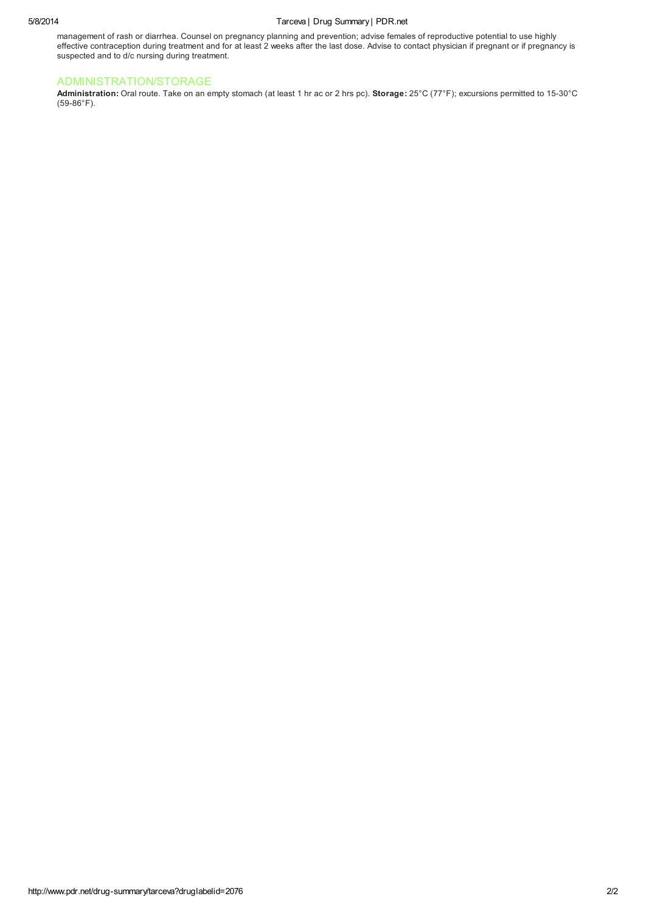management of rash or diarrhea. Counsel on pregnancy planning and prevention; advise females of reproductive potential to use highly effective contraception during treatment and for at least 2 weeks after the last dose. Advise to contact physician if pregnant or if pregnancy is suspected and to d/c nursing during treatment.

## ADMINISTRATION/STORAGE

**Administration:** Oral route. Take on an empty stomach (at least 1 hr ac or 2 hrs pc). **Storage:** 25°C (77°F); excursions permitted to 15-30°C (59-86°F).